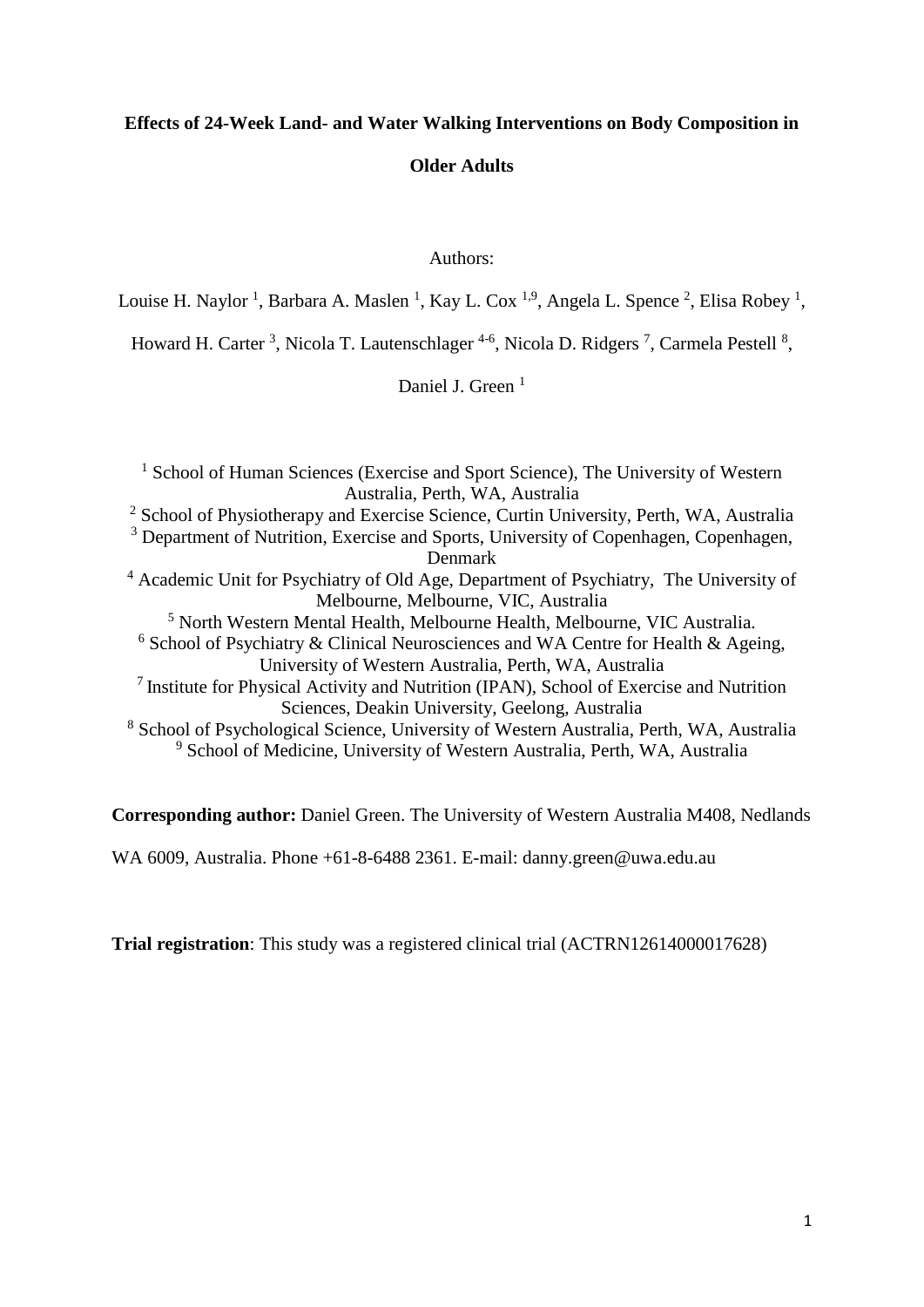# Effects of 24-Week Land- and Water Walking Interventions on Body Composition in Older Adults

Authors:

Louise H. Naylor [1], Barbara A. Maslen [1], Kay L. Cox [1,9], Angela L. Spence [2], Elisa Robey [1], Howard H. Carter [3], Nicola T. Lautenschlager [4-6], Nicola D. Ridgers [7], Carmela Pestell [8], Daniel J. Green [1]

[1] School of Human Sciences (Exercise and Sport Science), The University of Western Australia, Perth, WA, Australia
[2] School of Physiotherapy and Exercise Science, Curtin University, Perth, WA, Australia
[3] Department of Nutrition, Exercise and Sports, University of Copenhagen, Copenhagen, Denmark
[4] Academic Unit for Psychiatry of Old Age, Department of Psychiatry, The University of Melbourne, Melbourne, VIC, Australia
[5] North Western Mental Health, Melbourne Health, Melbourne, VIC Australia.
[6] School of Psychiatry & Clinical Neurosciences and WA Centre for Health & Ageing, University of Western Australia, Perth, WA, Australia
[7] Institute for Physical Activity and Nutrition (IPAN), School of Exercise and Nutrition Sciences, Deakin University, Geelong, Australia
[8] School of Psychological Science, University of Western Australia, Perth, WA, Australia
[9] School of Medicine, University of Western Australia, Perth, WA, Australia

**Corresponding author:** Daniel Green. The University of Western Australia M408, Nedlands WA 6009, Australia. Phone +61-8-6488 2361. E-mail: danny.green@uwa.edu.au

**Trial registration**: This study was a registered clinical trial (ACTRN12614000017628)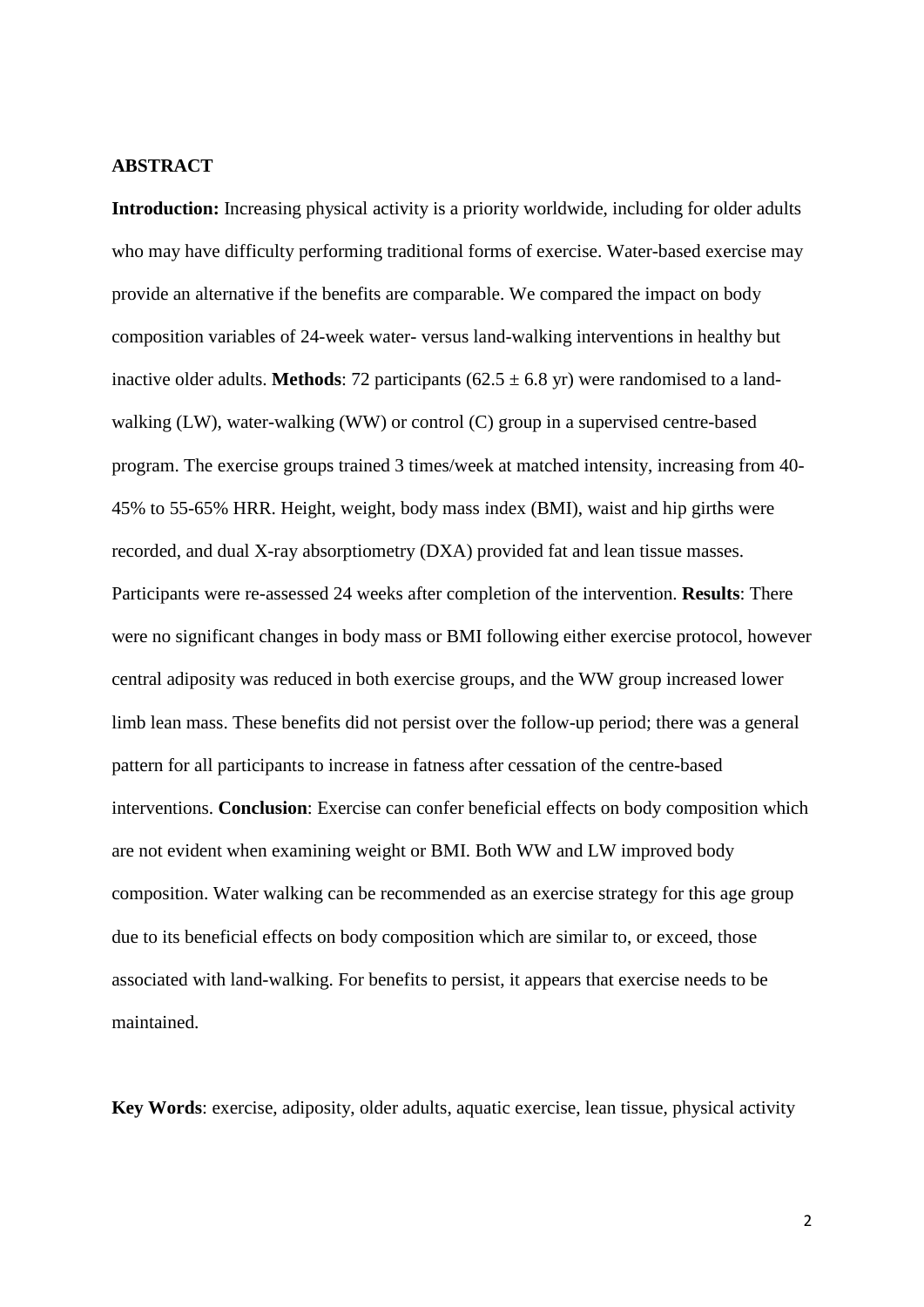## ABSTRACT

**Introduction:** Increasing physical activity is a priority worldwide, including for older adults who may have difficulty performing traditional forms of exercise. Water-based exercise may provide an alternative if the benefits are comparable. We compared the impact on body composition variables of 24-week water- versus land-walking interventions in healthy but inactive older adults. **Methods**: 72 participants ($62.5 \pm 6.8$ yr) were randomised to a land-walking (LW), water-walking (WW) or control (C) group in a supervised centre-based program. The exercise groups trained 3 times/week at matched intensity, increasing from 40-45% to 55-65% HRR. Height, weight, body mass index (BMI), waist and hip girths were recorded, and dual X-ray absorptiometry (DXA) provided fat and lean tissue masses. Participants were re-assessed 24 weeks after completion of the intervention. **Results**: There were no significant changes in body mass or BMI following either exercise protocol, however central adiposity was reduced in both exercise groups, and the WW group increased lower limb lean mass. These benefits did not persist over the follow-up period; there was a general pattern for all participants to increase in fatness after cessation of the centre-based interventions. **Conclusion**: Exercise can confer beneficial effects on body composition which are not evident when examining weight or BMI. Both WW and LW improved body composition. Water walking can be recommended as an exercise strategy for this age group due to its beneficial effects on body composition which are similar to, or exceed, those associated with land-walking. For benefits to persist, it appears that exercise needs to be maintained.

**Key Words**: exercise, adiposity, older adults, aquatic exercise, lean tissue, physical activity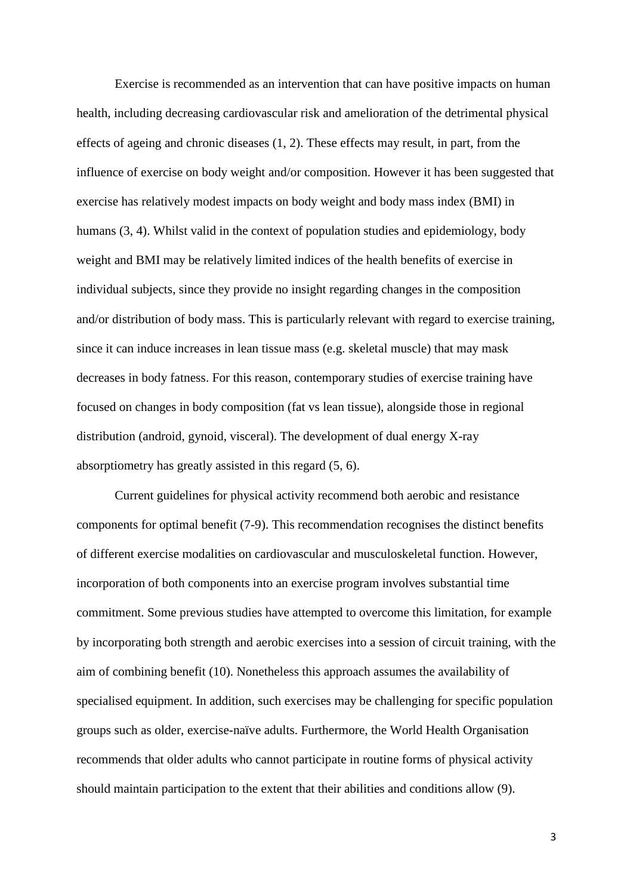Exercise is recommended as an intervention that can have positive impacts on human health, including decreasing cardiovascular risk and amelioration of the detrimental physical effects of ageing and chronic diseases (1, 2). These effects may result, in part, from the influence of exercise on body weight and/or composition. However it has been suggested that exercise has relatively modest impacts on body weight and body mass index (BMI) in humans (3, 4). Whilst valid in the context of population studies and epidemiology, body weight and BMI may be relatively limited indices of the health benefits of exercise in individual subjects, since they provide no insight regarding changes in the composition and/or distribution of body mass. This is particularly relevant with regard to exercise training, since it can induce increases in lean tissue mass (e.g. skeletal muscle) that may mask decreases in body fatness. For this reason, contemporary studies of exercise training have focused on changes in body composition (fat vs lean tissue), alongside those in regional distribution (android, gynoid, visceral). The development of dual energy X-ray absorptiometry has greatly assisted in this regard (5, 6).

Current guidelines for physical activity recommend both aerobic and resistance components for optimal benefit (7-9). This recommendation recognises the distinct benefits of different exercise modalities on cardiovascular and musculoskeletal function. However, incorporation of both components into an exercise program involves substantial time commitment. Some previous studies have attempted to overcome this limitation, for example by incorporating both strength and aerobic exercises into a session of circuit training, with the aim of combining benefit (10). Nonetheless this approach assumes the availability of specialised equipment. In addition, such exercises may be challenging for specific population groups such as older, exercise-naïve adults. Furthermore, the World Health Organisation recommends that older adults who cannot participate in routine forms of physical activity should maintain participation to the extent that their abilities and conditions allow (9).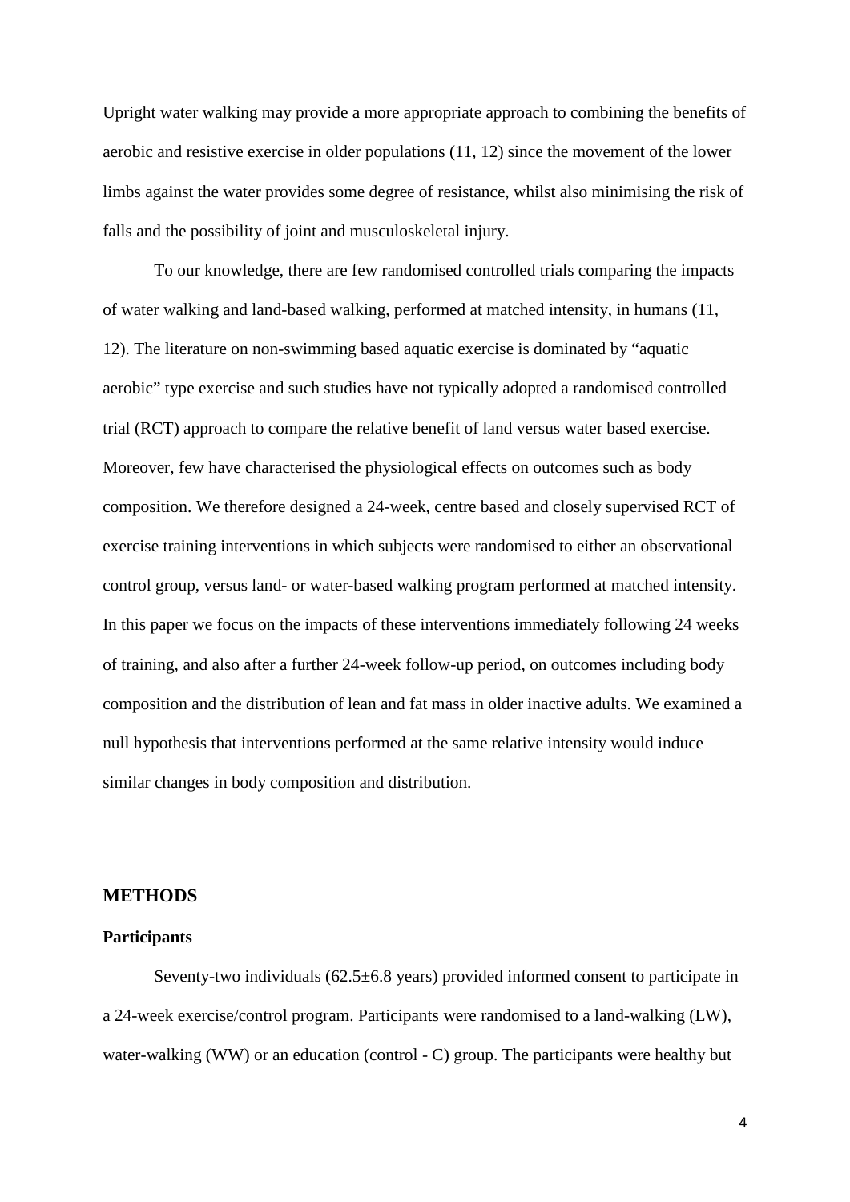Upright water walking may provide a more appropriate approach to combining the benefits of aerobic and resistive exercise in older populations (11, 12) since the movement of the lower limbs against the water provides some degree of resistance, whilst also minimising the risk of falls and the possibility of joint and musculoskeletal injury.

To our knowledge, there are few randomised controlled trials comparing the impacts of water walking and land-based walking, performed at matched intensity, in humans (11, 12). The literature on non-swimming based aquatic exercise is dominated by "aquatic aerobic" type exercise and such studies have not typically adopted a randomised controlled trial (RCT) approach to compare the relative benefit of land versus water based exercise. Moreover, few have characterised the physiological effects on outcomes such as body composition. We therefore designed a 24-week, centre based and closely supervised RCT of exercise training interventions in which subjects were randomised to either an observational control group, versus land- or water-based walking program performed at matched intensity. In this paper we focus on the impacts of these interventions immediately following 24 weeks of training, and also after a further 24-week follow-up period, on outcomes including body composition and the distribution of lean and fat mass in older inactive adults. We examined a null hypothesis that interventions performed at the same relative intensity would induce similar changes in body composition and distribution.

## METHODS

### Participants

Seventy-two individuals (62.5±6.8 years) provided informed consent to participate in a 24-week exercise/control program. Participants were randomised to a land-walking (LW), water-walking (WW) or an education (control - C) group. The participants were healthy but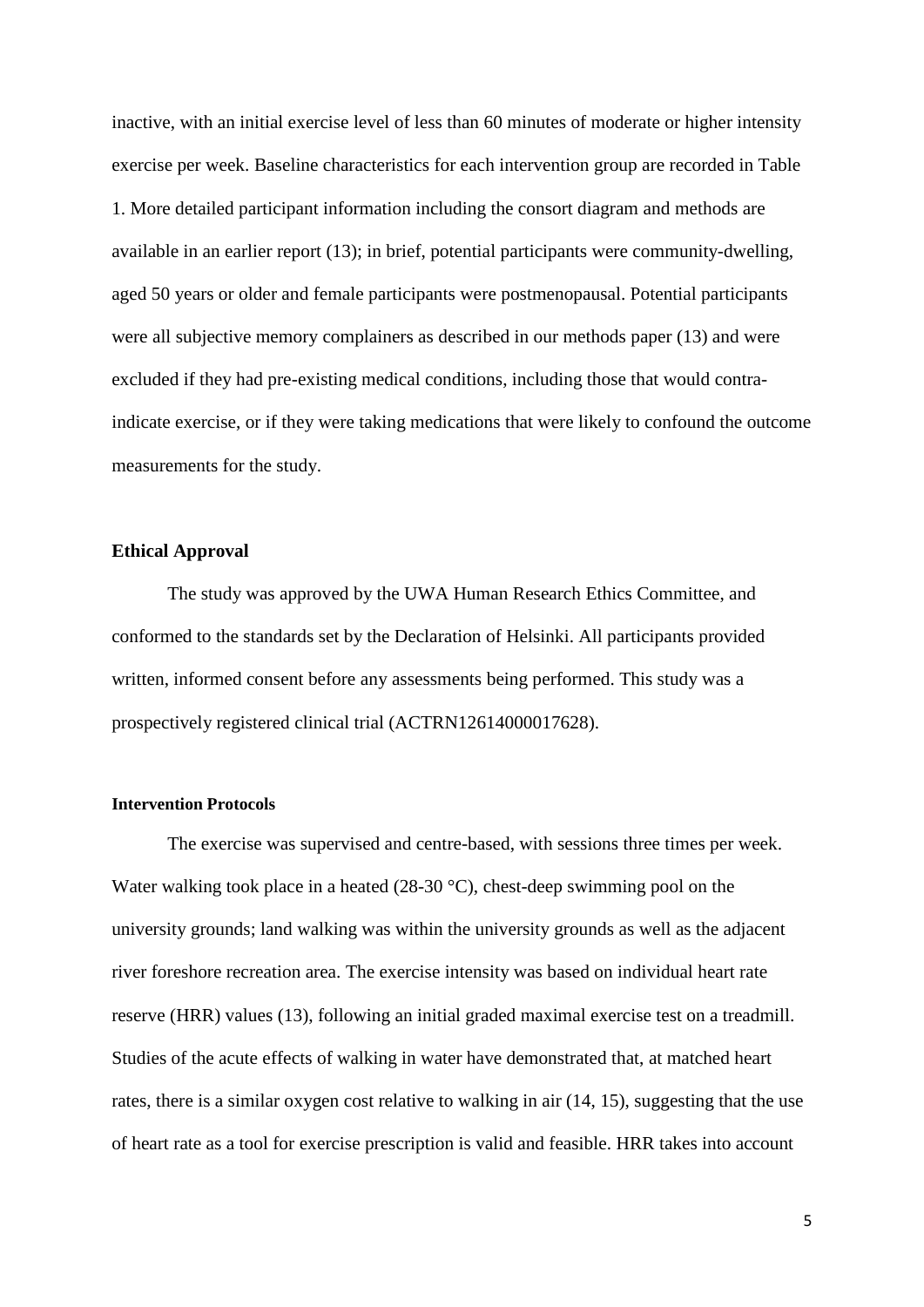inactive, with an initial exercise level of less than 60 minutes of moderate or higher intensity exercise per week. Baseline characteristics for each intervention group are recorded in Table 1. More detailed participant information including the consort diagram and methods are available in an earlier report (13); in brief, potential participants were community-dwelling, aged 50 years or older and female participants were postmenopausal. Potential participants were all subjective memory complainers as described in our methods paper (13) and were excluded if they had pre-existing medical conditions, including those that would contra-indicate exercise, or if they were taking medications that were likely to confound the outcome measurements for the study.

## Ethical Approval

The study was approved by the UWA Human Research Ethics Committee, and conformed to the standards set by the Declaration of Helsinki. All participants provided written, informed consent before any assessments being performed. This study was a prospectively registered clinical trial (ACTRN12614000017628).

### Intervention Protocols

The exercise was supervised and centre-based, with sessions three times per week. Water walking took place in a heated (28-30 °C), chest-deep swimming pool on the university grounds; land walking was within the university grounds as well as the adjacent river foreshore recreation area. The exercise intensity was based on individual heart rate reserve (HRR) values (13), following an initial graded maximal exercise test on a treadmill. Studies of the acute effects of walking in water have demonstrated that, at matched heart rates, there is a similar oxygen cost relative to walking in air (14, 15), suggesting that the use of heart rate as a tool for exercise prescription is valid and feasible. HRR takes into account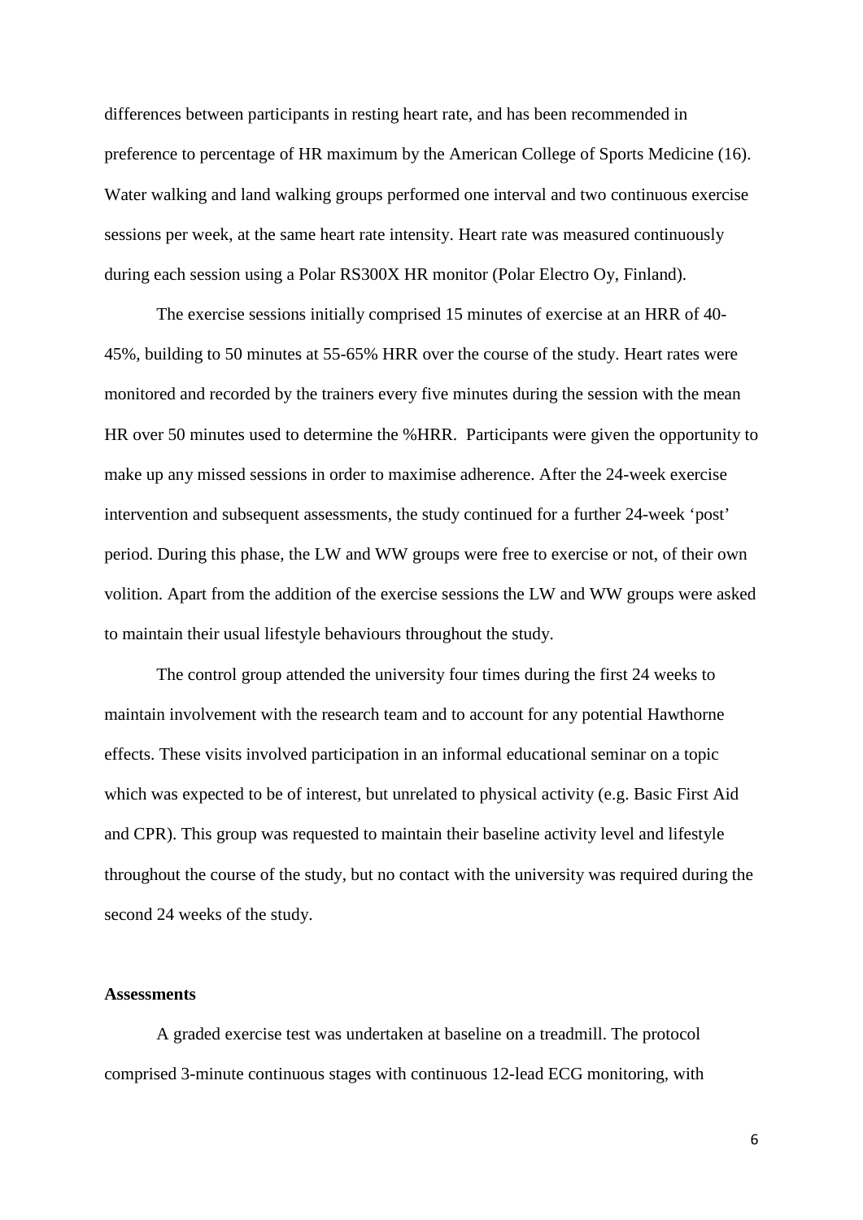differences between participants in resting heart rate, and has been recommended in preference to percentage of HR maximum by the American College of Sports Medicine (16). Water walking and land walking groups performed one interval and two continuous exercise sessions per week, at the same heart rate intensity. Heart rate was measured continuously during each session using a Polar RS300X HR monitor (Polar Electro Oy, Finland).

The exercise sessions initially comprised 15 minutes of exercise at an HRR of 40-45%, building to 50 minutes at 55-65% HRR over the course of the study. Heart rates were monitored and recorded by the trainers every five minutes during the session with the mean HR over 50 minutes used to determine the %HRR. Participants were given the opportunity to make up any missed sessions in order to maximise adherence. After the 24-week exercise intervention and subsequent assessments, the study continued for a further 24-week 'post' period. During this phase, the LW and WW groups were free to exercise or not, of their own volition. Apart from the addition of the exercise sessions the LW and WW groups were asked to maintain their usual lifestyle behaviours throughout the study.

The control group attended the university four times during the first 24 weeks to maintain involvement with the research team and to account for any potential Hawthorne effects. These visits involved participation in an informal educational seminar on a topic which was expected to be of interest, but unrelated to physical activity (e.g. Basic First Aid and CPR). This group was requested to maintain their baseline activity level and lifestyle throughout the course of the study, but no contact with the university was required during the second 24 weeks of the study.

**Assessments**

A graded exercise test was undertaken at baseline on a treadmill. The protocol comprised 3-minute continuous stages with continuous 12-lead ECG monitoring, with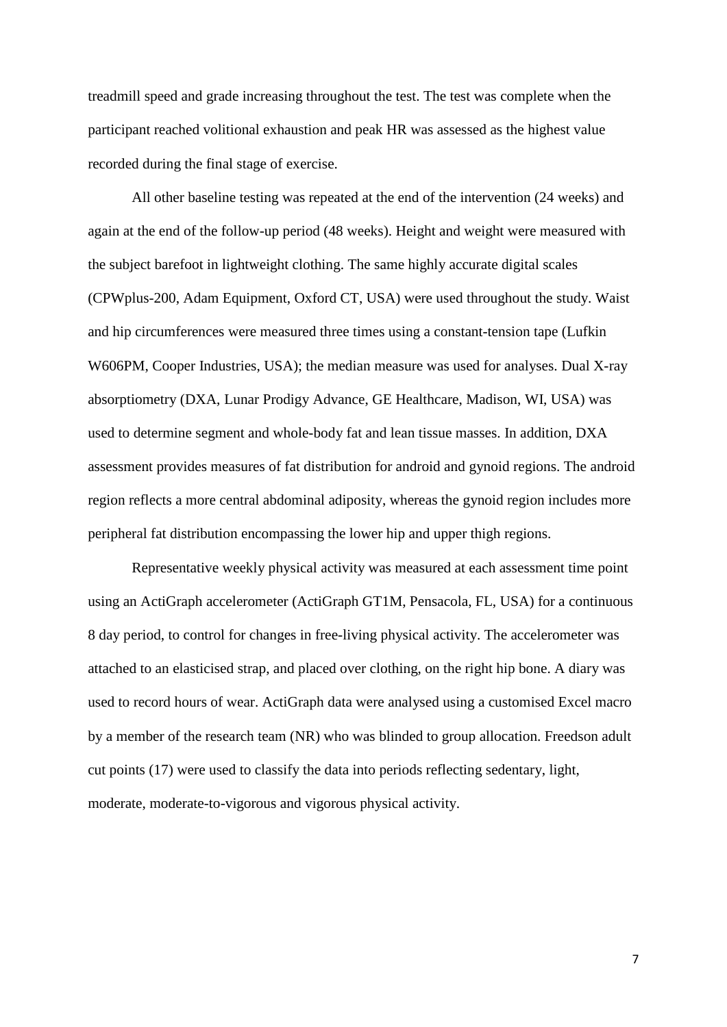treadmill speed and grade increasing throughout the test. The test was complete when the participant reached volitional exhaustion and peak HR was assessed as the highest value recorded during the final stage of exercise.

All other baseline testing was repeated at the end of the intervention (24 weeks) and again at the end of the follow-up period (48 weeks). Height and weight were measured with the subject barefoot in lightweight clothing. The same highly accurate digital scales (CPWplus-200, Adam Equipment, Oxford CT, USA) were used throughout the study. Waist and hip circumferences were measured three times using a constant-tension tape (Lufkin W606PM, Cooper Industries, USA); the median measure was used for analyses. Dual X-ray absorptiometry (DXA, Lunar Prodigy Advance, GE Healthcare, Madison, WI, USA) was used to determine segment and whole-body fat and lean tissue masses. In addition, DXA assessment provides measures of fat distribution for android and gynoid regions. The android region reflects a more central abdominal adiposity, whereas the gynoid region includes more peripheral fat distribution encompassing the lower hip and upper thigh regions.

Representative weekly physical activity was measured at each assessment time point using an ActiGraph accelerometer (ActiGraph GT1M, Pensacola, FL, USA) for a continuous 8 day period, to control for changes in free-living physical activity. The accelerometer was attached to an elasticised strap, and placed over clothing, on the right hip bone. A diary was used to record hours of wear. ActiGraph data were analysed using a customised Excel macro by a member of the research team (NR) who was blinded to group allocation. Freedson adult cut points (17) were used to classify the data into periods reflecting sedentary, light, moderate, moderate-to-vigorous and vigorous physical activity.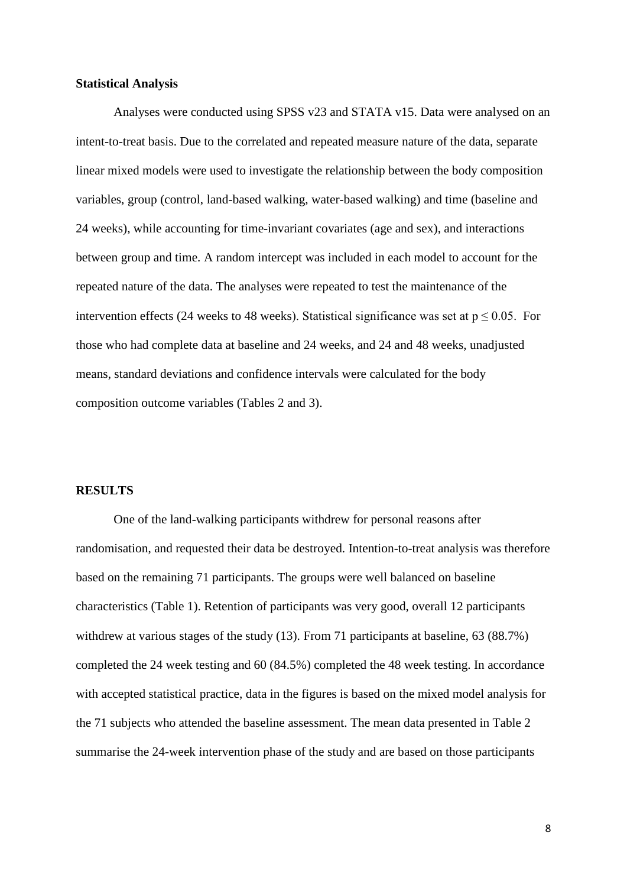**Statistical Analysis**

Analyses were conducted using SPSS v23 and STATA v15. Data were analysed on an intent-to-treat basis. Due to the correlated and repeated measure nature of the data, separate linear mixed models were used to investigate the relationship between the body composition variables, group (control, land-based walking, water-based walking) and time (baseline and 24 weeks), while accounting for time-invariant covariates (age and sex), and interactions between group and time. A random intercept was included in each model to account for the repeated nature of the data. The analyses were repeated to test the maintenance of the intervention effects (24 weeks to 48 weeks). Statistical significance was set at $p \leq 0.05$. For those who had complete data at baseline and 24 weeks, and 24 and 48 weeks, unadjusted means, standard deviations and confidence intervals were calculated for the body composition outcome variables (Tables 2 and 3).

**RESULTS**

One of the land-walking participants withdrew for personal reasons after randomisation, and requested their data be destroyed. Intention-to-treat analysis was therefore based on the remaining 71 participants. The groups were well balanced on baseline characteristics (Table 1). Retention of participants was very good, overall 12 participants withdrew at various stages of the study (13). From 71 participants at baseline, 63 (88.7%) completed the 24 week testing and 60 (84.5%) completed the 48 week testing. In accordance with accepted statistical practice, data in the figures is based on the mixed model analysis for the 71 subjects who attended the baseline assessment. The mean data presented in Table 2 summarise the 24-week intervention phase of the study and are based on those participants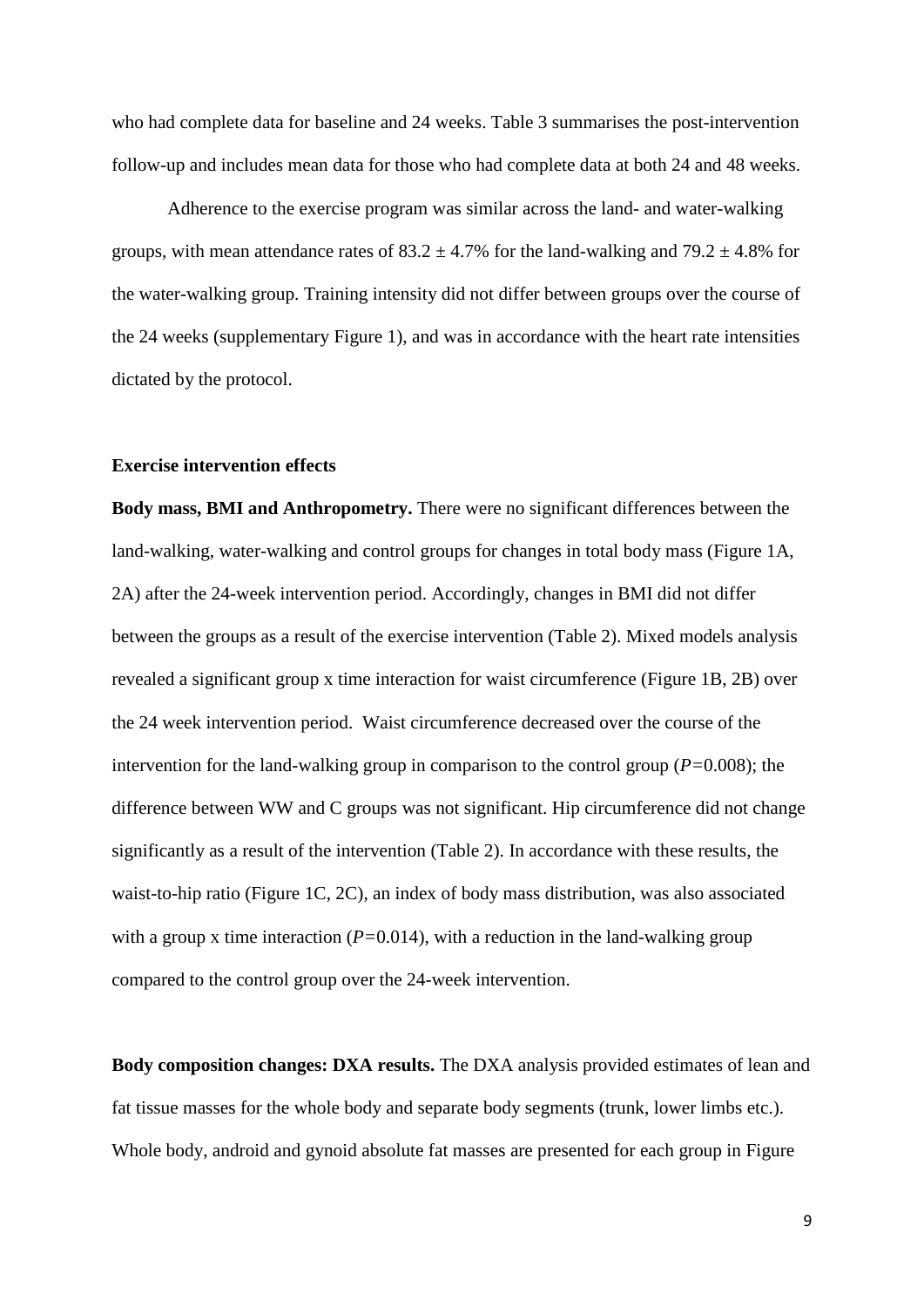who had complete data for baseline and 24 weeks. Table 3 summarises the post-intervention follow-up and includes mean data for those who had complete data at both 24 and 48 weeks.

Adherence to the exercise program was similar across the land- and water-walking groups, with mean attendance rates of 83.2 ± 4.7% for the land-walking and 79.2 ± 4.8% for the water-walking group. Training intensity did not differ between groups over the course of the 24 weeks (supplementary Figure 1), and was in accordance with the heart rate intensities dictated by the protocol.

**Exercise intervention effects**

**Body mass, BMI and Anthropometry.** There were no significant differences between the land-walking, water-walking and control groups for changes in total body mass (Figure 1A, 2A) after the 24-week intervention period. Accordingly, changes in BMI did not differ between the groups as a result of the exercise intervention (Table 2). Mixed models analysis revealed a significant group x time interaction for waist circumference (Figure 1B, 2B) over the 24 week intervention period. Waist circumference decreased over the course of the intervention for the land-walking group in comparison to the control group ($P$=0.008); the difference between WW and C groups was not significant. Hip circumference did not change significantly as a result of the intervention (Table 2). In accordance with these results, the waist-to-hip ratio (Figure 1C, 2C), an index of body mass distribution, was also associated with a group x time interaction ($P$=0.014), with a reduction in the land-walking group compared to the control group over the 24-week intervention.

**Body composition changes: DXA results.** The DXA analysis provided estimates of lean and fat tissue masses for the whole body and separate body segments (trunk, lower limbs etc.). Whole body, android and gynoid absolute fat masses are presented for each group in Figure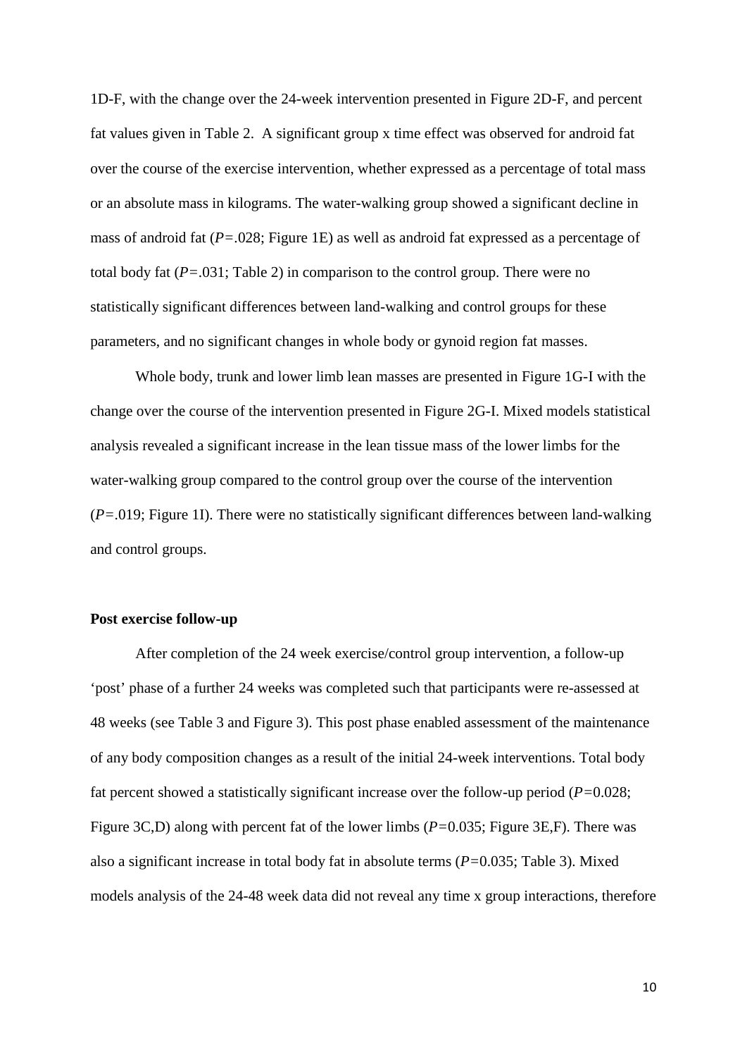1D-F, with the change over the 24-week intervention presented in Figure 2D-F, and percent fat values given in Table 2. A significant group x time effect was observed for android fat over the course of the exercise intervention, whether expressed as a percentage of total mass or an absolute mass in kilograms. The water-walking group showed a significant decline in mass of android fat ($P$=.028; Figure 1E) as well as android fat expressed as a percentage of total body fat ($P$=.031; Table 2) in comparison to the control group. There were no statistically significant differences between land-walking and control groups for these parameters, and no significant changes in whole body or gynoid region fat masses.

Whole body, trunk and lower limb lean masses are presented in Figure 1G-I with the change over the course of the intervention presented in Figure 2G-I. Mixed models statistical analysis revealed a significant increase in the lean tissue mass of the lower limbs for the water-walking group compared to the control group over the course of the intervention ($P$=.019; Figure 1I). There were no statistically significant differences between land-walking and control groups.

**Post exercise follow-up**

After completion of the 24 week exercise/control group intervention, a follow-up 'post' phase of a further 24 weeks was completed such that participants were re-assessed at 48 weeks (see Table 3 and Figure 3). This post phase enabled assessment of the maintenance of any body composition changes as a result of the initial 24-week interventions. Total body fat percent showed a statistically significant increase over the follow-up period ($P$=0.028; Figure 3C,D) along with percent fat of the lower limbs ($P$=0.035; Figure 3E,F). There was also a significant increase in total body fat in absolute terms ($P$=0.035; Table 3). Mixed models analysis of the 24-48 week data did not reveal any time x group interactions, therefore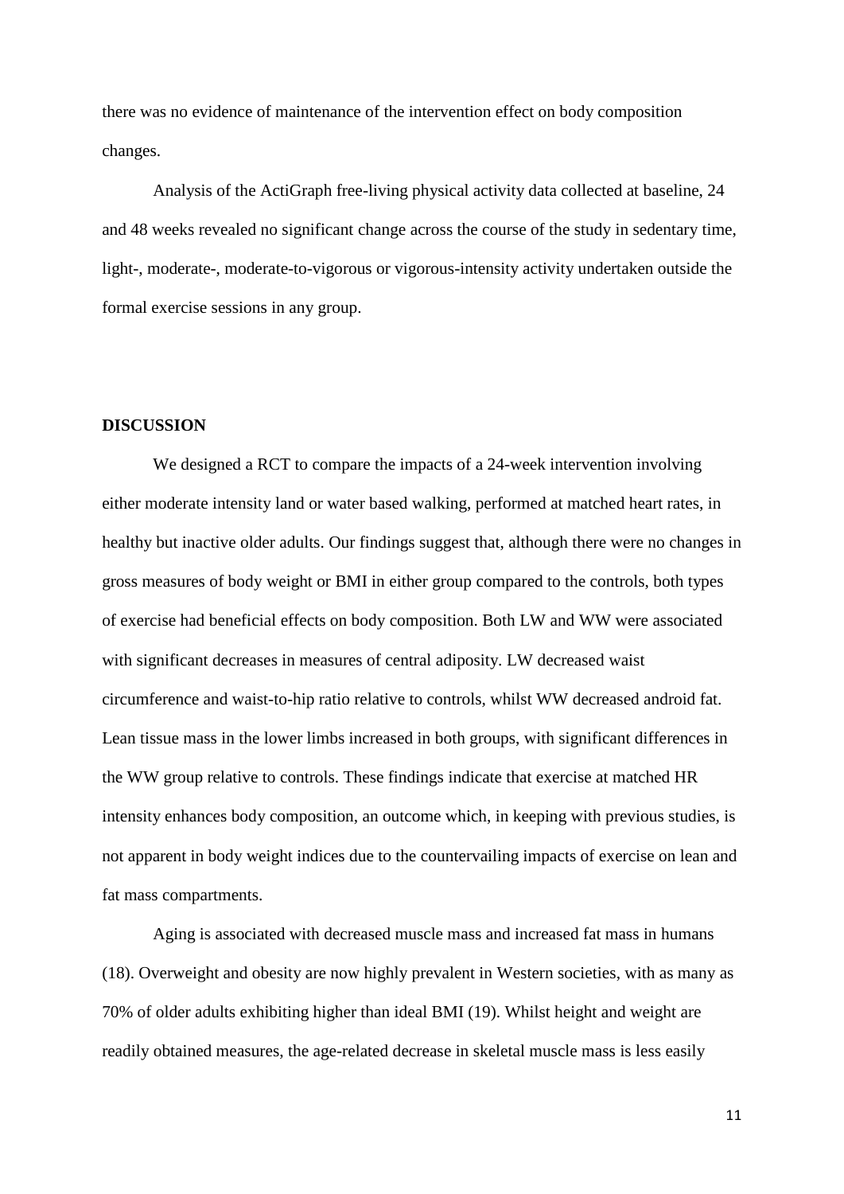there was no evidence of maintenance of the intervention effect on body composition changes.

Analysis of the ActiGraph free-living physical activity data collected at baseline, 24 and 48 weeks revealed no significant change across the course of the study in sedentary time, light-, moderate-, moderate-to-vigorous or vigorous-intensity activity undertaken outside the formal exercise sessions in any group.

## DISCUSSION

We designed a RCT to compare the impacts of a 24-week intervention involving either moderate intensity land or water based walking, performed at matched heart rates, in healthy but inactive older adults. Our findings suggest that, although there were no changes in gross measures of body weight or BMI in either group compared to the controls, both types of exercise had beneficial effects on body composition. Both LW and WW were associated with significant decreases in measures of central adiposity. LW decreased waist circumference and waist-to-hip ratio relative to controls, whilst WW decreased android fat. Lean tissue mass in the lower limbs increased in both groups, with significant differences in the WW group relative to controls. These findings indicate that exercise at matched HR intensity enhances body composition, an outcome which, in keeping with previous studies, is not apparent in body weight indices due to the countervailing impacts of exercise on lean and fat mass compartments.

Aging is associated with decreased muscle mass and increased fat mass in humans (18). Overweight and obesity are now highly prevalent in Western societies, with as many as 70% of older adults exhibiting higher than ideal BMI (19). Whilst height and weight are readily obtained measures, the age-related decrease in skeletal muscle mass is less easily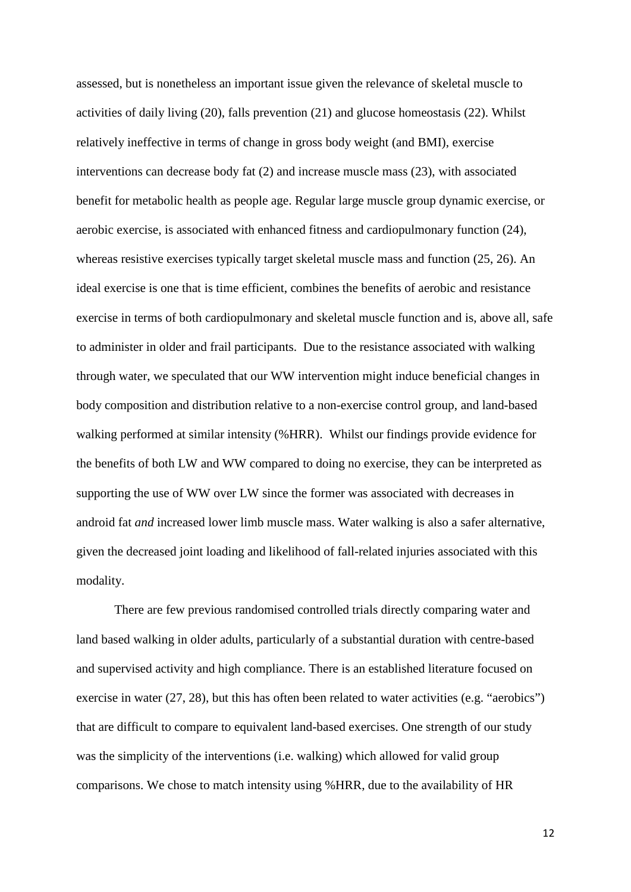assessed, but is nonetheless an important issue given the relevance of skeletal muscle to activities of daily living (20), falls prevention (21) and glucose homeostasis (22). Whilst relatively ineffective in terms of change in gross body weight (and BMI), exercise interventions can decrease body fat (2) and increase muscle mass (23), with associated benefit for metabolic health as people age. Regular large muscle group dynamic exercise, or aerobic exercise, is associated with enhanced fitness and cardiopulmonary function (24), whereas resistive exercises typically target skeletal muscle mass and function (25, 26). An ideal exercise is one that is time efficient, combines the benefits of aerobic and resistance exercise in terms of both cardiopulmonary and skeletal muscle function and is, above all, safe to administer in older and frail participants. Due to the resistance associated with walking through water, we speculated that our WW intervention might induce beneficial changes in body composition and distribution relative to a non-exercise control group, and land-based walking performed at similar intensity (%HRR). Whilst our findings provide evidence for the benefits of both LW and WW compared to doing no exercise, they can be interpreted as supporting the use of WW over LW since the former was associated with decreases in android fat *and* increased lower limb muscle mass. Water walking is also a safer alternative, given the decreased joint loading and likelihood of fall-related injuries associated with this modality.

There are few previous randomised controlled trials directly comparing water and land based walking in older adults, particularly of a substantial duration with centre-based and supervised activity and high compliance. There is an established literature focused on exercise in water (27, 28), but this has often been related to water activities (e.g. "aerobics") that are difficult to compare to equivalent land-based exercises. One strength of our study was the simplicity of the interventions (i.e. walking) which allowed for valid group comparisons. We chose to match intensity using %HRR, due to the availability of HR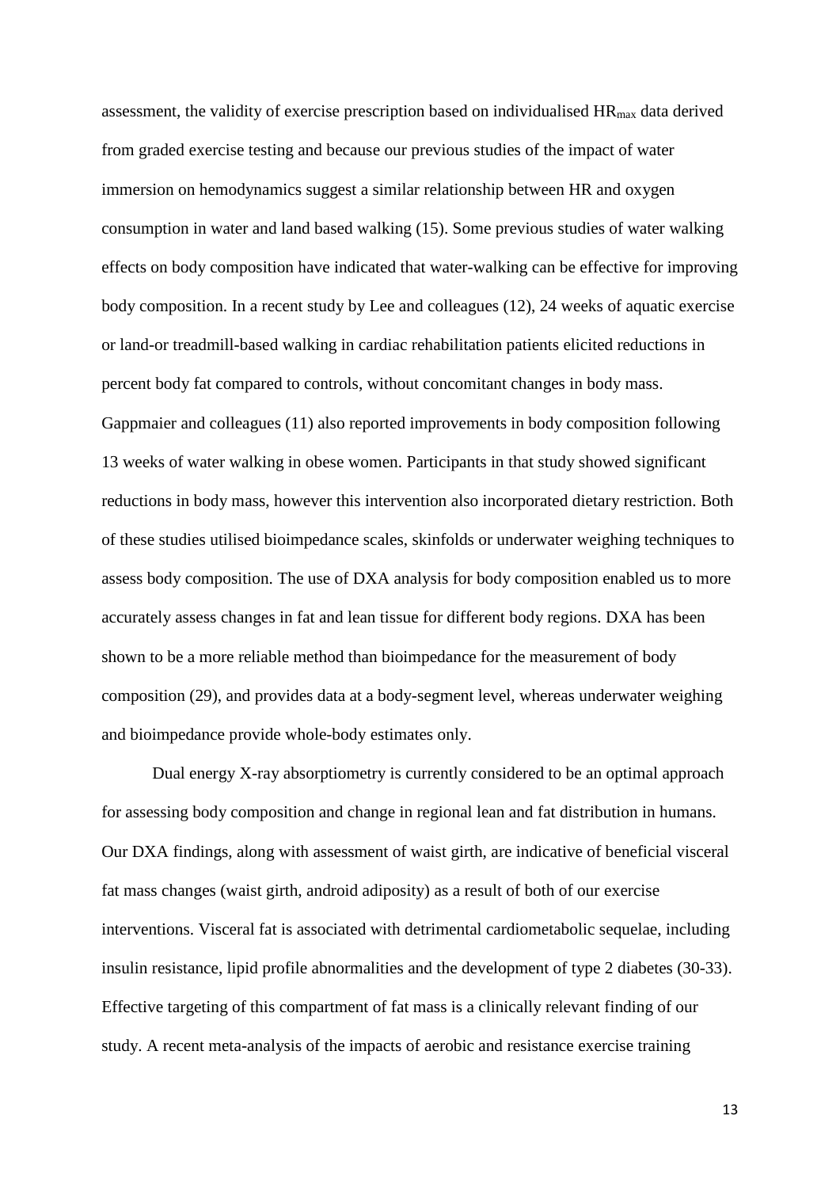assessment, the validity of exercise prescription based on individualised $HR_{max}$ data derived from graded exercise testing and because our previous studies of the impact of water immersion on hemodynamics suggest a similar relationship between HR and oxygen consumption in water and land based walking (15). Some previous studies of water walking effects on body composition have indicated that water-walking can be effective for improving body composition. In a recent study by Lee and colleagues (12), 24 weeks of aquatic exercise or land-or treadmill-based walking in cardiac rehabilitation patients elicited reductions in percent body fat compared to controls, without concomitant changes in body mass. Gappmaier and colleagues (11) also reported improvements in body composition following 13 weeks of water walking in obese women. Participants in that study showed significant reductions in body mass, however this intervention also incorporated dietary restriction. Both of these studies utilised bioimpedance scales, skinfolds or underwater weighing techniques to assess body composition. The use of DXA analysis for body composition enabled us to more accurately assess changes in fat and lean tissue for different body regions. DXA has been shown to be a more reliable method than bioimpedance for the measurement of body composition (29), and provides data at a body-segment level, whereas underwater weighing and bioimpedance provide whole-body estimates only.

Dual energy X-ray absorptiometry is currently considered to be an optimal approach for assessing body composition and change in regional lean and fat distribution in humans. Our DXA findings, along with assessment of waist girth, are indicative of beneficial visceral fat mass changes (waist girth, android adiposity) as a result of both of our exercise interventions. Visceral fat is associated with detrimental cardiometabolic sequelae, including insulin resistance, lipid profile abnormalities and the development of type 2 diabetes (30-33). Effective targeting of this compartment of fat mass is a clinically relevant finding of our study. A recent meta-analysis of the impacts of aerobic and resistance exercise training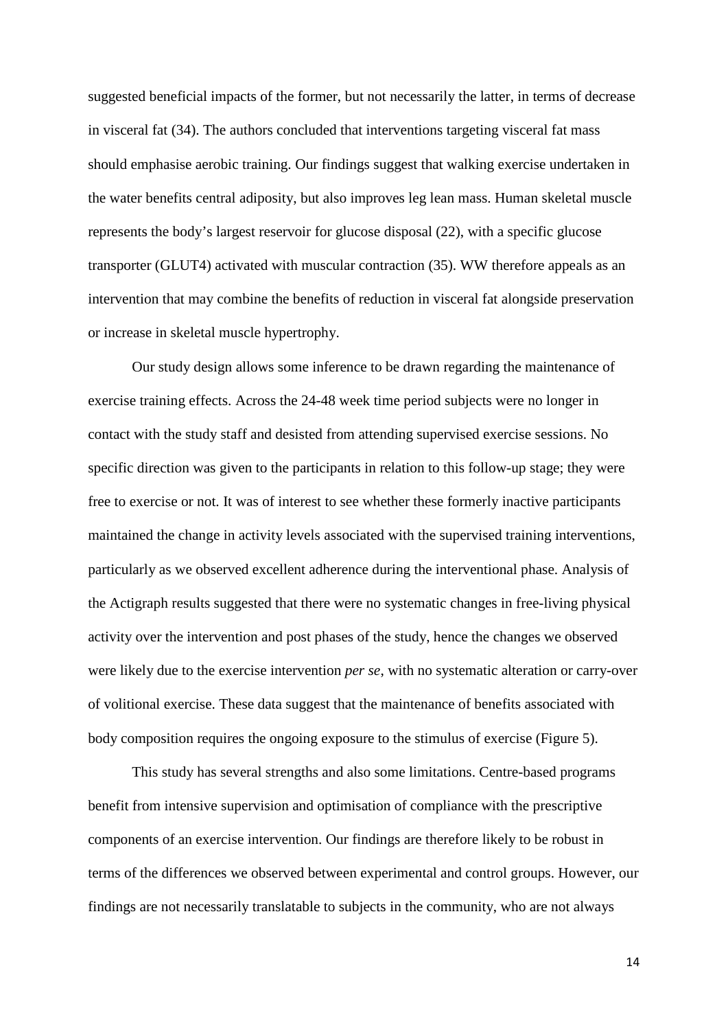suggested beneficial impacts of the former, but not necessarily the latter, in terms of decrease in visceral fat (34). The authors concluded that interventions targeting visceral fat mass should emphasise aerobic training. Our findings suggest that walking exercise undertaken in the water benefits central adiposity, but also improves leg lean mass. Human skeletal muscle represents the body's largest reservoir for glucose disposal (22), with a specific glucose transporter (GLUT4) activated with muscular contraction (35). WW therefore appeals as an intervention that may combine the benefits of reduction in visceral fat alongside preservation or increase in skeletal muscle hypertrophy.

Our study design allows some inference to be drawn regarding the maintenance of exercise training effects. Across the 24-48 week time period subjects were no longer in contact with the study staff and desisted from attending supervised exercise sessions. No specific direction was given to the participants in relation to this follow-up stage; they were free to exercise or not. It was of interest to see whether these formerly inactive participants maintained the change in activity levels associated with the supervised training interventions, particularly as we observed excellent adherence during the interventional phase. Analysis of the Actigraph results suggested that there were no systematic changes in free-living physical activity over the intervention and post phases of the study, hence the changes we observed were likely due to the exercise intervention *per se*, with no systematic alteration or carry-over of volitional exercise. These data suggest that the maintenance of benefits associated with body composition requires the ongoing exposure to the stimulus of exercise (Figure 5).

This study has several strengths and also some limitations. Centre-based programs benefit from intensive supervision and optimisation of compliance with the prescriptive components of an exercise intervention. Our findings are therefore likely to be robust in terms of the differences we observed between experimental and control groups. However, our findings are not necessarily translatable to subjects in the community, who are not always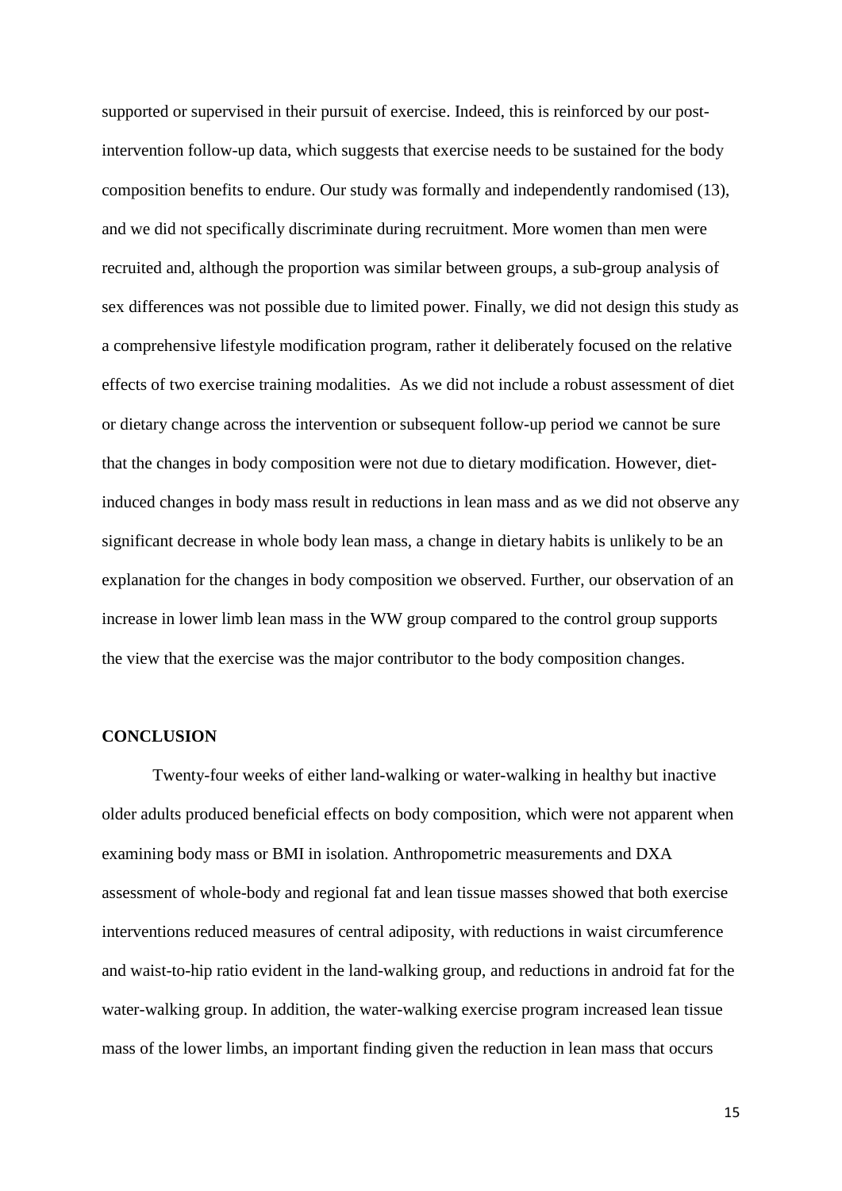supported or supervised in their pursuit of exercise. Indeed, this is reinforced by our post-intervention follow-up data, which suggests that exercise needs to be sustained for the body composition benefits to endure. Our study was formally and independently randomised (13), and we did not specifically discriminate during recruitment. More women than men were recruited and, although the proportion was similar between groups, a sub-group analysis of sex differences was not possible due to limited power. Finally, we did not design this study as a comprehensive lifestyle modification program, rather it deliberately focused on the relative effects of two exercise training modalities. As we did not include a robust assessment of diet or dietary change across the intervention or subsequent follow-up period we cannot be sure that the changes in body composition were not due to dietary modification. However, diet-induced changes in body mass result in reductions in lean mass and as we did not observe any significant decrease in whole body lean mass, a change in dietary habits is unlikely to be an explanation for the changes in body composition we observed. Further, our observation of an increase in lower limb lean mass in the WW group compared to the control group supports the view that the exercise was the major contributor to the body composition changes.

## CONCLUSION

Twenty-four weeks of either land-walking or water-walking in healthy but inactive older adults produced beneficial effects on body composition, which were not apparent when examining body mass or BMI in isolation. Anthropometric measurements and DXA assessment of whole-body and regional fat and lean tissue masses showed that both exercise interventions reduced measures of central adiposity, with reductions in waist circumference and waist-to-hip ratio evident in the land-walking group, and reductions in android fat for the water-walking group. In addition, the water-walking exercise program increased lean tissue mass of the lower limbs, an important finding given the reduction in lean mass that occurs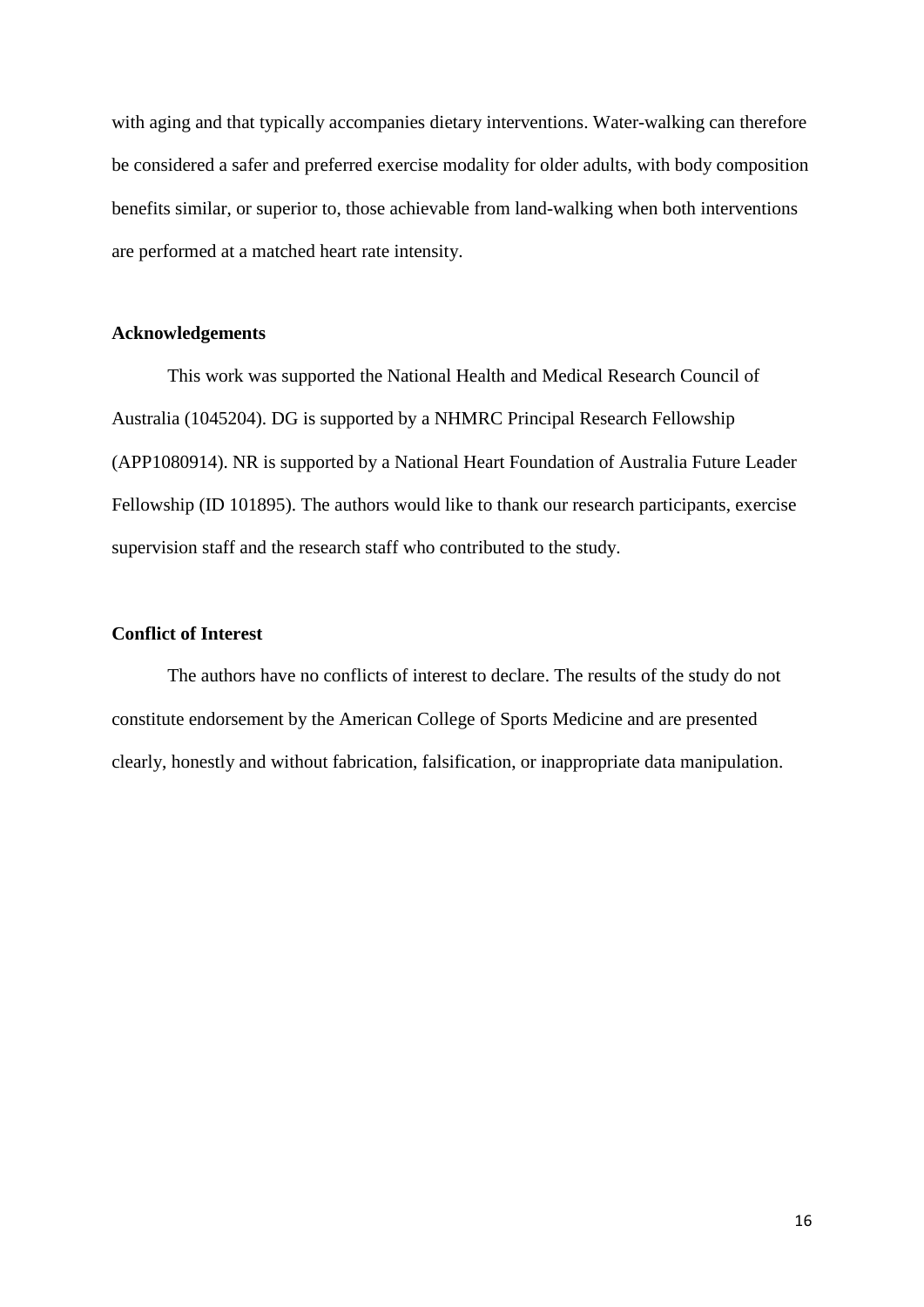with aging and that typically accompanies dietary interventions. Water-walking can therefore be considered a safer and preferred exercise modality for older adults, with body composition benefits similar, or superior to, those achievable from land-walking when both interventions are performed at a matched heart rate intensity.

## Acknowledgements

This work was supported the National Health and Medical Research Council of Australia (1045204). DG is supported by a NHMRC Principal Research Fellowship (APP1080914). NR is supported by a National Heart Foundation of Australia Future Leader Fellowship (ID 101895). The authors would like to thank our research participants, exercise supervision staff and the research staff who contributed to the study.

## Conflict of Interest

The authors have no conflicts of interest to declare. The results of the study do not constitute endorsement by the American College of Sports Medicine and are presented clearly, honestly and without fabrication, falsification, or inappropriate data manipulation.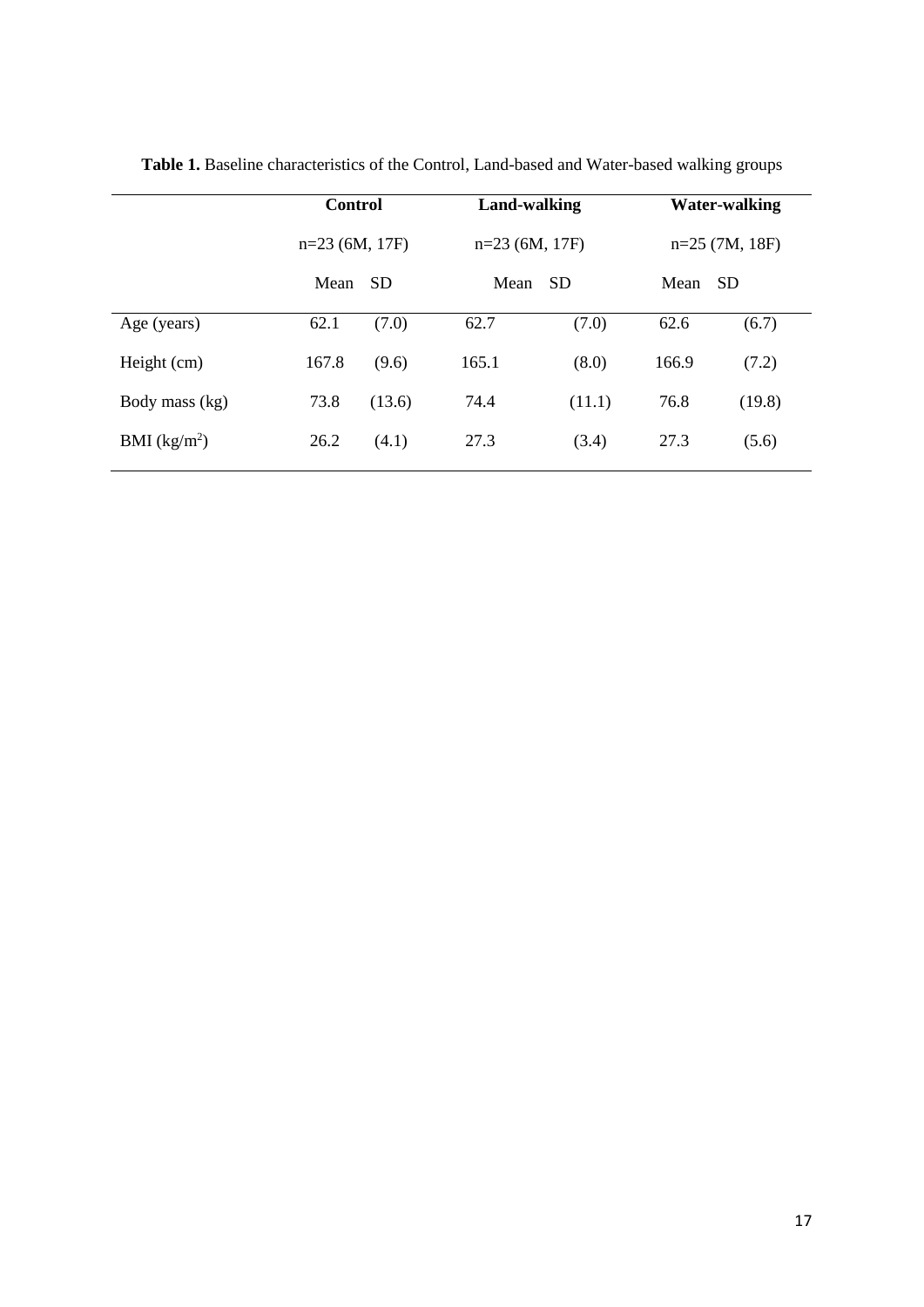**Table 1.** Baseline characteristics of the Control, Land-based and Water-based walking groups

| | Control | | Land-walking | | Water-walking | |
|---|---|---|---|---|---|---|
| | n=23 (6M, 17F) | | n=23 (6M, 17F) | | n=25 (7M, 18F) | |
| | Mean | SD | Mean | SD | Mean | SD |
| Age (years) | 62.1 | (7.0) | 62.7 | (7.0) | 62.6 | (6.7) |
| Height (cm) | 167.8 | (9.6) | 165.1 | (8.0) | 166.9 | (7.2) |
| Body mass (kg) | 73.8 | (13.6) | 74.4 | (11.1) | 76.8 | (19.8) |
| BMI ($kg/m^2$) | 26.2 | (4.1) | 27.3 | (3.4) | 27.3 | (5.6) |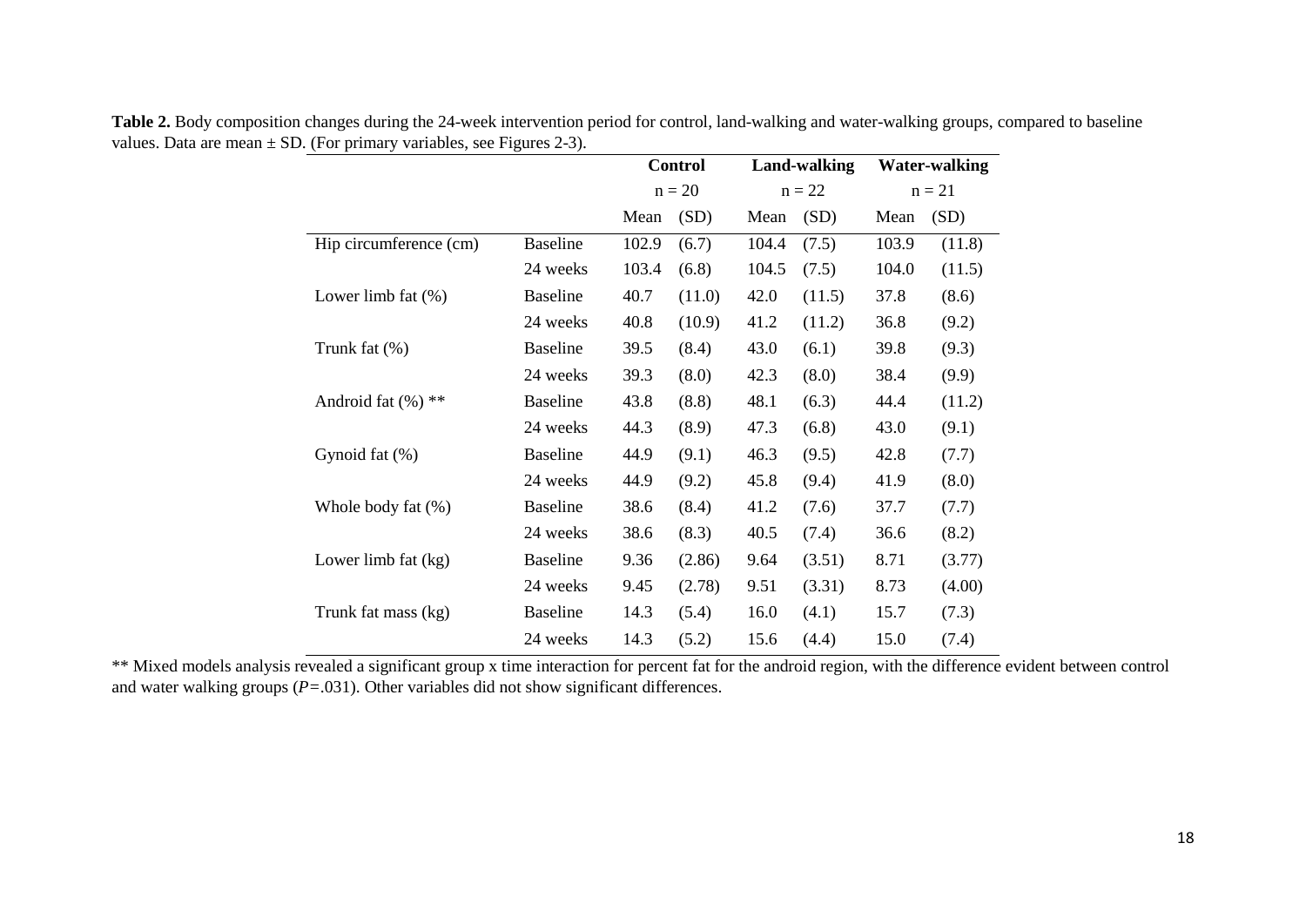**Table 2.** Body composition changes during the 24-week intervention period for control, land-walking and water-walking groups, compared to baseline values. Data are mean ± SD. (For primary variables, see Figures 2-3).

| | | **Control** | | **Land-walking** | | **Water-walking** | |
|---|---|---|---|---|---|---|---|
| | | n = 20 | | n = 22 | | n = 21 | |
| | | Mean | (SD) | Mean | (SD) | Mean | (SD) |
| Hip circumference (cm) | Baseline | 102.9 | (6.7) | 104.4 | (7.5) | 103.9 | (11.8) |
| | 24 weeks | 103.4 | (6.8) | 104.5 | (7.5) | 104.0 | (11.5) |
| Lower limb fat (%) | Baseline | 40.7 | (11.0) | 42.0 | (11.5) | 37.8 | (8.6) |
| | 24 weeks | 40.8 | (10.9) | 41.2 | (11.2) | 36.8 | (9.2) |
| Trunk fat (%) | Baseline | 39.5 | (8.4) | 43.0 | (6.1) | 39.8 | (9.3) |
| | 24 weeks | 39.3 | (8.0) | 42.3 | (8.0) | 38.4 | (9.9) |
| Android fat (%) ** | Baseline | 43.8 | (8.8) | 48.1 | (6.3) | 44.4 | (11.2) |
| | 24 weeks | 44.3 | (8.9) | 47.3 | (6.8) | 43.0 | (9.1) |
| Gynoid fat (%) | Baseline | 44.9 | (9.1) | 46.3 | (9.5) | 42.8 | (7.7) |
| | 24 weeks | 44.9 | (9.2) | 45.8 | (9.4) | 41.9 | (8.0) |
| Whole body fat (%) | Baseline | 38.6 | (8.4) | 41.2 | (7.6) | 37.7 | (7.7) |
| | 24 weeks | 38.6 | (8.3) | 40.5 | (7.4) | 36.6 | (8.2) |
| Lower limb fat (kg) | Baseline | 9.36 | (2.86) | 9.64 | (3.51) | 8.71 | (3.77) |
| | 24 weeks | 9.45 | (2.78) | 9.51 | (3.31) | 8.73 | (4.00) |
| Trunk fat mass (kg) | Baseline | 14.3 | (5.4) | 16.0 | (4.1) | 15.7 | (7.3) |
| | 24 weeks | 14.3 | (5.2) | 15.6 | (4.4) | 15.0 | (7.4) |

** Mixed models analysis revealed a significant group x time interaction for percent fat for the android region, with the difference evident between control and water walking groups ($P = .031$). Other variables did not show significant differences.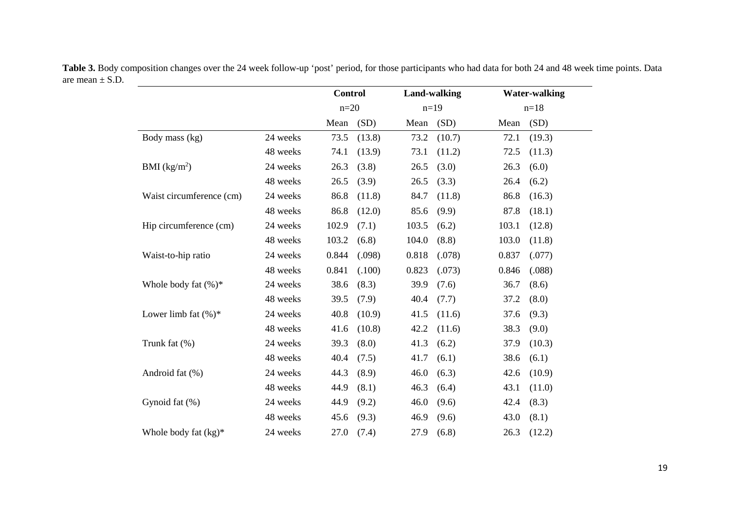**Table 3.** Body composition changes over the 24 week follow-up 'post' period, for those participants who had data for both 24 and 48 week time points. Data are mean ± S.D.

| | | Control | | Land-walking | | Water-walking | |
|---|---|---|---|---|---|---|---|
| | | n=20 | | n=19 | | n=18 | |
| | | Mean | (SD) | Mean | (SD) | Mean | (SD) |
| Body mass (kg) | 24 weeks | 73.5 | (13.8) | 73.2 | (10.7) | 72.1 | (19.3) |
| | 48 weeks | 74.1 | (13.9) | 73.1 | (11.2) | 72.5 | (11.3) |
| BMI ($kg/m^2$) | 24 weeks | 26.3 | (3.8) | 26.5 | (3.0) | 26.3 | (6.0) |
| | 48 weeks | 26.5 | (3.9) | 26.5 | (3.3) | 26.4 | (6.2) |
| Waist circumference (cm) | 24 weeks | 86.8 | (11.8) | 84.7 | (11.8) | 86.8 | (16.3) |
| | 48 weeks | 86.8 | (12.0) | 85.6 | (9.9) | 87.8 | (18.1) |
| Hip circumference (cm) | 24 weeks | 102.9 | (7.1) | 103.5 | (6.2) | 103.1 | (12.8) |
| | 48 weeks | 103.2 | (6.8) | 104.0 | (8.8) | 103.0 | (11.8) |
| Waist-to-hip ratio | 24 weeks | 0.844 | (.098) | 0.818 | (.078) | 0.837 | (.077) |
| | 48 weeks | 0.841 | (.100) | 0.823 | (.073) | 0.846 | (.088) |
| Whole body fat (%)* | 24 weeks | 38.6 | (8.3) | 39.9 | (7.6) | 36.7 | (8.6) |
| | 48 weeks | 39.5 | (7.9) | 40.4 | (7.7) | 37.2 | (8.0) |
| Lower limb fat (%)* | 24 weeks | 40.8 | (10.9) | 41.5 | (11.6) | 37.6 | (9.3) |
| | 48 weeks | 41.6 | (10.8) | 42.2 | (11.6) | 38.3 | (9.0) |
| Trunk fat (%) | 24 weeks | 39.3 | (8.0) | 41.3 | (6.2) | 37.9 | (10.3) |
| | 48 weeks | 40.4 | (7.5) | 41.7 | (6.1) | 38.6 | (6.1) |
| Android fat (%) | 24 weeks | 44.3 | (8.9) | 46.0 | (6.3) | 42.6 | (10.9) |
| | 48 weeks | 44.9 | (8.1) | 46.3 | (6.4) | 43.1 | (11.0) |
| Gynoid fat (%) | 24 weeks | 44.9 | (9.2) | 46.0 | (9.6) | 42.4 | (8.3) |
| | 48 weeks | 45.6 | (9.3) | 46.9 | (9.6) | 43.0 | (8.1) |
| Whole body fat (kg)* | 24 weeks | 27.0 | (7.4) | 27.9 | (6.8) | 26.3 | (12.2) |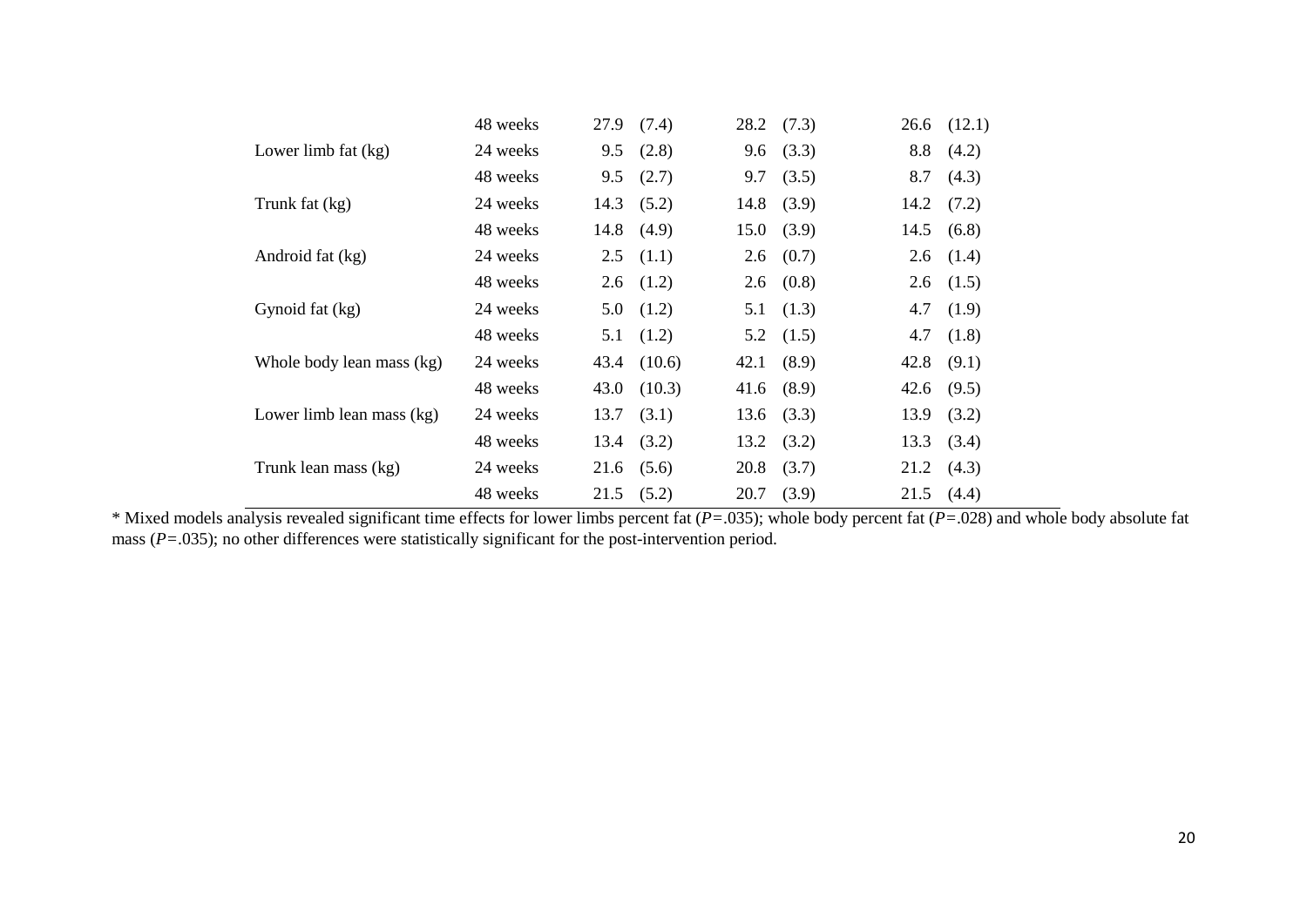| | | | | | | | |
|---|---|---|---|---|---|---|---|
| | 48 weeks | 27.9 | (7.4) | 28.2 | (7.3) | 26.6 | (12.1) |
| Lower limb fat (kg) | 24 weeks | 9.5 | (2.8) | 9.6 | (3.3) | 8.8 | (4.2) |
| | 48 weeks | 9.5 | (2.7) | 9.7 | (3.5) | 8.7 | (4.3) |
| Trunk fat (kg) | 24 weeks | 14.3 | (5.2) | 14.8 | (3.9) | 14.2 | (7.2) |
| | 48 weeks | 14.8 | (4.9) | 15.0 | (3.9) | 14.5 | (6.8) |
| Android fat (kg) | 24 weeks | 2.5 | (1.1) | 2.6 | (0.7) | 2.6 | (1.4) |
| | 48 weeks | 2.6 | (1.2) | 2.6 | (0.8) | 2.6 | (1.5) |
| Gynoid fat (kg) | 24 weeks | 5.0 | (1.2) | 5.1 | (1.3) | 4.7 | (1.9) |
| | 48 weeks | 5.1 | (1.2) | 5.2 | (1.5) | 4.7 | (1.8) |
| Whole body lean mass (kg) | 24 weeks | 43.4 | (10.6) | 42.1 | (8.9) | 42.8 | (9.1) |
| | 48 weeks | 43.0 | (10.3) | 41.6 | (8.9) | 42.6 | (9.5) |
| Lower limb lean mass (kg) | 24 weeks | 13.7 | (3.1) | 13.6 | (3.3) | 13.9 | (3.2) |
| | 48 weeks | 13.4 | (3.2) | 13.2 | (3.2) | 13.3 | (3.4) |
| Trunk lean mass (kg) | 24 weeks | 21.6 | (5.6) | 20.8 | (3.7) | 21.2 | (4.3) |
| | 48 weeks | 21.5 | (5.2) | 20.7 | (3.9) | 21.5 | (4.4) |

* Mixed models analysis revealed significant time effects for lower limbs percent fat ($P$=.035); whole body percent fat ($P$=.028) and whole body absolute fat mass ($P$=.035); no other differences were statistically significant for the post-intervention period.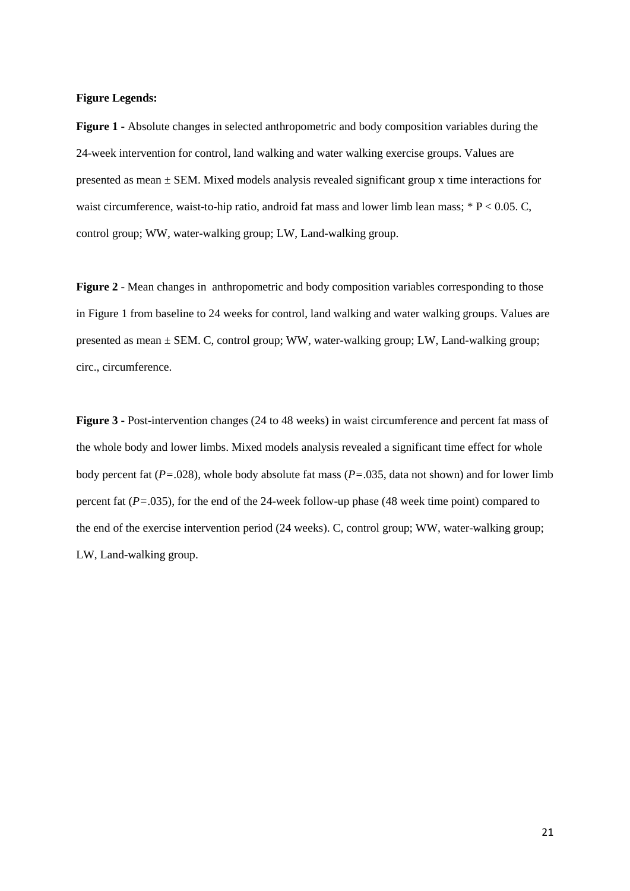**Figure Legends:**

**Figure 1 -** Absolute changes in selected anthropometric and body composition variables during the 24-week intervention for control, land walking and water walking exercise groups. Values are presented as mean ± SEM. Mixed models analysis revealed significant group x time interactions for waist circumference, waist-to-hip ratio, android fat mass and lower limb lean mass; * $P < 0.05$. C, control group; WW, water-walking group; LW, Land-walking group.

**Figure 2** - Mean changes in anthropometric and body composition variables corresponding to those in Figure 1 from baseline to 24 weeks for control, land walking and water walking groups. Values are presented as mean ± SEM. C, control group; WW, water-walking group; LW, Land-walking group; circ., circumference.

**Figure 3 -** Post-intervention changes (24 to 48 weeks) in waist circumference and percent fat mass of the whole body and lower limbs. Mixed models analysis revealed a significant time effect for whole body percent fat ($P = .028$), whole body absolute fat mass ($P = .035$, data not shown) and for lower limb percent fat ($P = .035$), for the end of the 24-week follow-up phase (48 week time point) compared to the end of the exercise intervention period (24 weeks). C, control group; WW, water-walking group; LW, Land-walking group.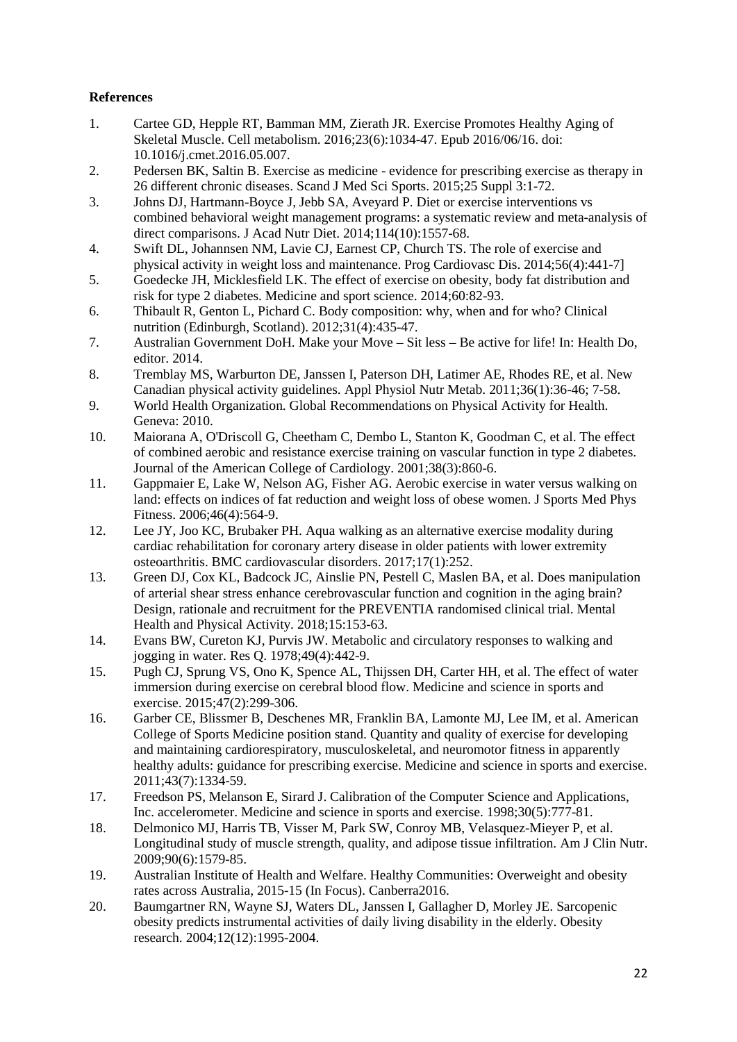**References**

1. Cartee GD, Hepple RT, Bamman MM, Zierath JR. Exercise Promotes Healthy Aging of Skeletal Muscle. Cell metabolism. 2016;23(6):1034-47. Epub 2016/06/16. doi: 10.1016/j.cmet.2016.05.007.
2. Pedersen BK, Saltin B. Exercise as medicine - evidence for prescribing exercise as therapy in 26 different chronic diseases. Scand J Med Sci Sports. 2015;25 Suppl 3:1-72.
3. Johns DJ, Hartmann-Boyce J, Jebb SA, Aveyard P. Diet or exercise interventions vs combined behavioral weight management programs: a systematic review and meta-analysis of direct comparisons. J Acad Nutr Diet. 2014;114(10):1557-68.
4. Swift DL, Johannsen NM, Lavie CJ, Earnest CP, Church TS. The role of exercise and physical activity in weight loss and maintenance. Prog Cardiovasc Dis. 2014;56(4):441-7]
5. Goedecke JH, Micklesfield LK. The effect of exercise on obesity, body fat distribution and risk for type 2 diabetes. Medicine and sport science. 2014;60:82-93.
6. Thibault R, Genton L, Pichard C. Body composition: why, when and for who? Clinical nutrition (Edinburgh, Scotland). 2012;31(4):435-47.
7. Australian Government DoH. Make your Move – Sit less – Be active for life! In: Health Do, editor. 2014.
8. Tremblay MS, Warburton DE, Janssen I, Paterson DH, Latimer AE, Rhodes RE, et al. New Canadian physical activity guidelines. Appl Physiol Nutr Metab. 2011;36(1):36-46; 7-58.
9. World Health Organization. Global Recommendations on Physical Activity for Health. Geneva: 2010.
10. Maiorana A, O'Driscoll G, Cheetham C, Dembo L, Stanton K, Goodman C, et al. The effect of combined aerobic and resistance exercise training on vascular function in type 2 diabetes. Journal of the American College of Cardiology. 2001;38(3):860-6.
11. Gappmaier E, Lake W, Nelson AG, Fisher AG. Aerobic exercise in water versus walking on land: effects on indices of fat reduction and weight loss of obese women. J Sports Med Phys Fitness. 2006;46(4):564-9.
12. Lee JY, Joo KC, Brubaker PH. Aqua walking as an alternative exercise modality during cardiac rehabilitation for coronary artery disease in older patients with lower extremity osteoarthritis. BMC cardiovascular disorders. 2017;17(1):252.
13. Green DJ, Cox KL, Badcock JC, Ainslie PN, Pestell C, Maslen BA, et al. Does manipulation of arterial shear stress enhance cerebrovascular function and cognition in the aging brain? Design, rationale and recruitment for the PREVENTIA randomised clinical trial. Mental Health and Physical Activity. 2018;15:153-63.
14. Evans BW, Cureton KJ, Purvis JW. Metabolic and circulatory responses to walking and jogging in water. Res Q. 1978;49(4):442-9.
15. Pugh CJ, Sprung VS, Ono K, Spence AL, Thijssen DH, Carter HH, et al. The effect of water immersion during exercise on cerebral blood flow. Medicine and science in sports and exercise. 2015;47(2):299-306.
16. Garber CE, Blissmer B, Deschenes MR, Franklin BA, Lamonte MJ, Lee IM, et al. American College of Sports Medicine position stand. Quantity and quality of exercise for developing and maintaining cardiorespiratory, musculoskeletal, and neuromotor fitness in apparently healthy adults: guidance for prescribing exercise. Medicine and science in sports and exercise. 2011;43(7):1334-59.
17. Freedson PS, Melanson E, Sirard J. Calibration of the Computer Science and Applications, Inc. accelerometer. Medicine and science in sports and exercise. 1998;30(5):777-81.
18. Delmonico MJ, Harris TB, Visser M, Park SW, Conroy MB, Velasquez-Mieyer P, et al. Longitudinal study of muscle strength, quality, and adipose tissue infiltration. Am J Clin Nutr. 2009;90(6):1579-85.
19. Australian Institute of Health and Welfare. Healthy Communities: Overweight and obesity rates across Australia, 2015-15 (In Focus). Canberra2016.
20. Baumgartner RN, Wayne SJ, Waters DL, Janssen I, Gallagher D, Morley JE. Sarcopenic obesity predicts instrumental activities of daily living disability in the elderly. Obesity research. 2004;12(12):1995-2004.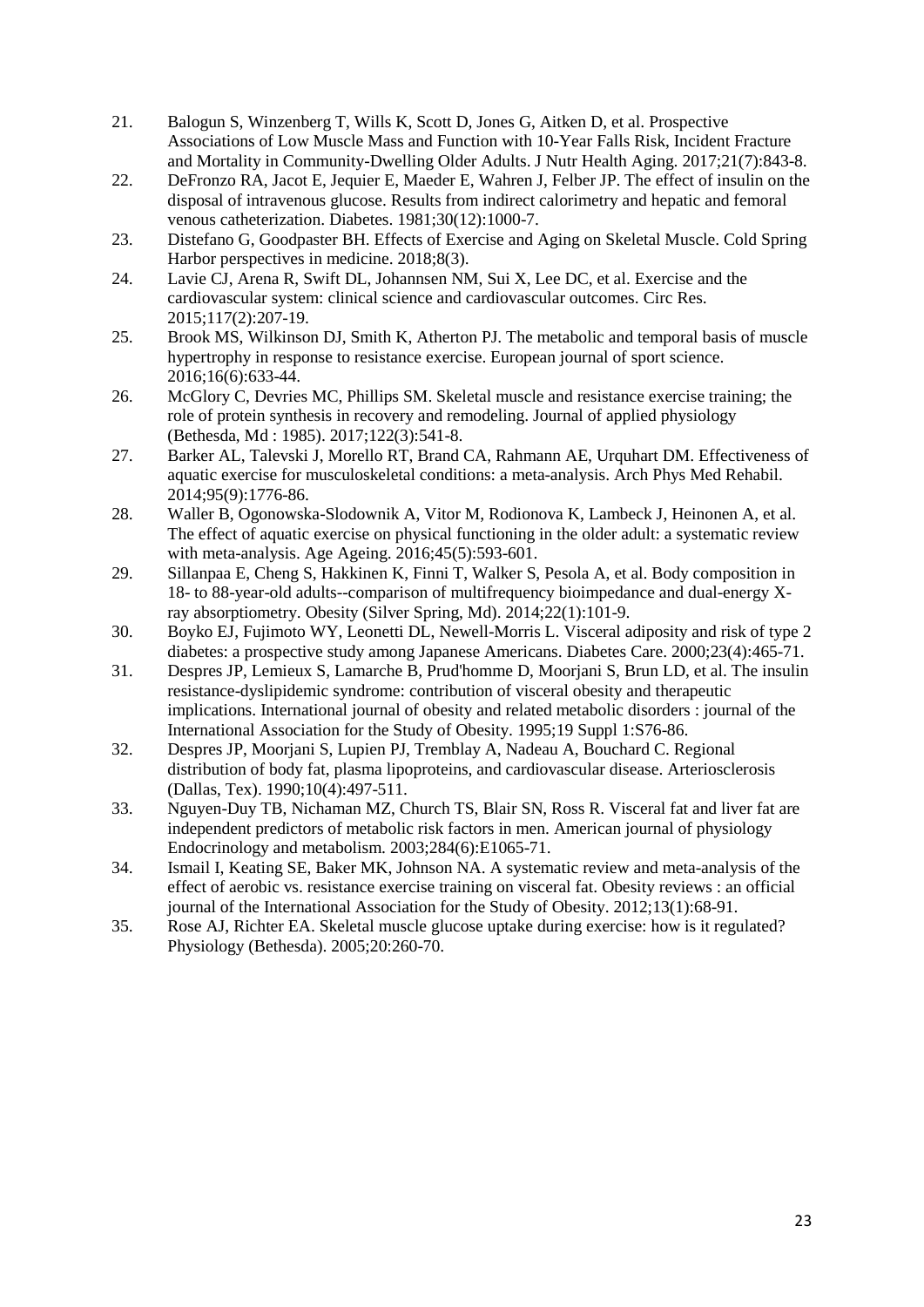21. Balogun S, Winzenberg T, Wills K, Scott D, Jones G, Aitken D, et al. Prospective Associations of Low Muscle Mass and Function with 10-Year Falls Risk, Incident Fracture and Mortality in Community-Dwelling Older Adults. J Nutr Health Aging. 2017;21(7):843-8.
22. DeFronzo RA, Jacot E, Jequier E, Maeder E, Wahren J, Felber JP. The effect of insulin on the disposal of intravenous glucose. Results from indirect calorimetry and hepatic and femoral venous catheterization. Diabetes. 1981;30(12):1000-7.
23. Distefano G, Goodpaster BH. Effects of Exercise and Aging on Skeletal Muscle. Cold Spring Harbor perspectives in medicine. 2018;8(3).
24. Lavie CJ, Arena R, Swift DL, Johannsen NM, Sui X, Lee DC, et al. Exercise and the cardiovascular system: clinical science and cardiovascular outcomes. Circ Res. 2015;117(2):207-19.
25. Brook MS, Wilkinson DJ, Smith K, Atherton PJ. The metabolic and temporal basis of muscle hypertrophy in response to resistance exercise. European journal of sport science. 2016;16(6):633-44.
26. McGlory C, Devries MC, Phillips SM. Skeletal muscle and resistance exercise training; the role of protein synthesis in recovery and remodeling. Journal of applied physiology (Bethesda, Md : 1985). 2017;122(3):541-8.
27. Barker AL, Talevski J, Morello RT, Brand CA, Rahmann AE, Urquhart DM. Effectiveness of aquatic exercise for musculoskeletal conditions: a meta-analysis. Arch Phys Med Rehabil. 2014;95(9):1776-86.
28. Waller B, Ogonowska-Slodownik A, Vitor M, Rodionova K, Lambeck J, Heinonen A, et al. The effect of aquatic exercise on physical functioning in the older adult: a systematic review with meta-analysis. Age Ageing. 2016;45(5):593-601.
29. Sillanpaa E, Cheng S, Hakkinen K, Finni T, Walker S, Pesola A, et al. Body composition in 18- to 88-year-old adults--comparison of multifrequency bioimpedance and dual-energy X-ray absorptiometry. Obesity (Silver Spring, Md). 2014;22(1):101-9.
30. Boyko EJ, Fujimoto WY, Leonetti DL, Newell-Morris L. Visceral adiposity and risk of type 2 diabetes: a prospective study among Japanese Americans. Diabetes Care. 2000;23(4):465-71.
31. Despres JP, Lemieux S, Lamarche B, Prud'homme D, Moorjani S, Brun LD, et al. The insulin resistance-dyslipidemic syndrome: contribution of visceral obesity and therapeutic implications. International journal of obesity and related metabolic disorders : journal of the International Association for the Study of Obesity. 1995;19 Suppl 1:S76-86.
32. Despres JP, Moorjani S, Lupien PJ, Tremblay A, Nadeau A, Bouchard C. Regional distribution of body fat, plasma lipoproteins, and cardiovascular disease. Arteriosclerosis (Dallas, Tex). 1990;10(4):497-511.
33. Nguyen-Duy TB, Nichaman MZ, Church TS, Blair SN, Ross R. Visceral fat and liver fat are independent predictors of metabolic risk factors in men. American journal of physiology Endocrinology and metabolism. 2003;284(6):E1065-71.
34. Ismail I, Keating SE, Baker MK, Johnson NA. A systematic review and meta-analysis of the effect of aerobic vs. resistance exercise training on visceral fat. Obesity reviews : an official journal of the International Association for the Study of Obesity. 2012;13(1):68-91.
35. Rose AJ, Richter EA. Skeletal muscle glucose uptake during exercise: how is it regulated? Physiology (Bethesda). 2005;20:260-70.